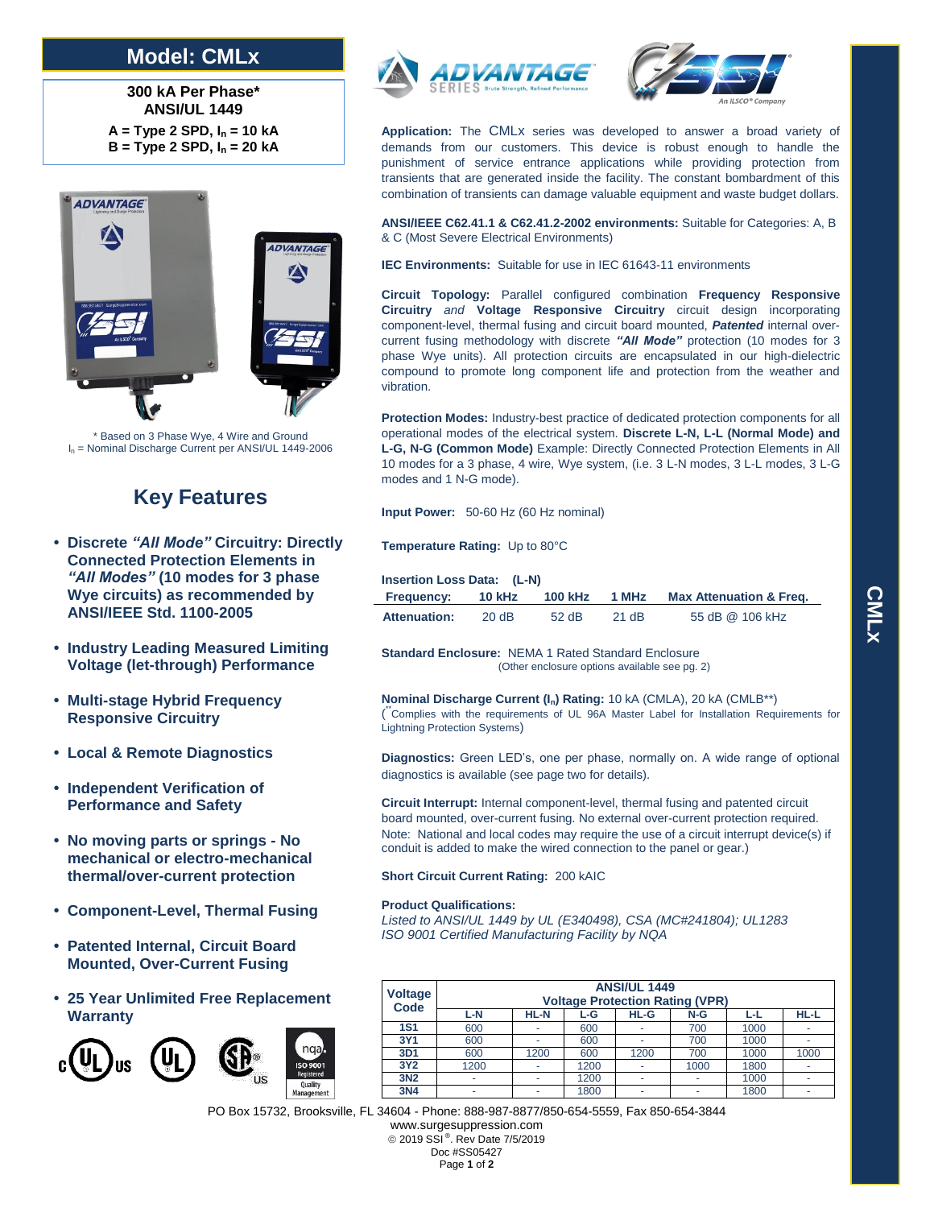# Model: CMLx

**300 kA Per Phase***
**ANSI/UL 1449**

**A = Type 2 SPD, $I_n$ = 10 kA**
**B = Type 2 SPD, $I_n$ = 20 kA**

\* Based on 3 Phase Wye, 4 Wire and Ground
$I_n$ = Nominal Discharge Current per ANSI/UL 1449-2006

## Key Features

- **Discrete *"All Mode"* Circuitry: Directly Connected Protection Elements in *"All Modes"* (10 modes for 3 phase Wye circuits) as recommended by ANSI/IEEE Std. 1100-2005**
- **Industry Leading Measured Limiting Voltage (let-through) Performance**
- **Multi-stage Hybrid Frequency Responsive Circuitry**
- **Local & Remote Diagnostics**
- **Independent Verification of Performance and Safety**
- **No moving parts or springs - No mechanical or electro-mechanical thermal/over-current protection**
- **Component-Level, Thermal Fusing**
- **Patented Internal, Circuit Board Mounted, Over-Current Fusing**
- **25 Year Unlimited Free Replacement Warranty**

**Application:** The CMLx series was developed to answer a broad variety of demands from our customers. This device is robust enough to handle the punishment of service entrance applications while providing protection from transients that are generated inside the facility. The constant bombardment of this combination of transients can damage valuable equipment and waste budget dollars.

**ANSI/IEEE C62.41.1 & C62.41.2-2002 environments:** Suitable for Categories: A, B & C (Most Severe Electrical Environments)

**IEC Environments:** Suitable for use in IEC 61643-11 environments

**Circuit Topology:** Parallel configured combination **Frequency Responsive Circuitry** *and* **Voltage Responsive Circuitry** circuit design incorporating component-level, thermal fusing and circuit board mounted, ***Patented*** internal over-current fusing methodology with discrete ***"All Mode"*** protection (10 modes for 3 phase Wye units). All protection circuits are encapsulated in our high-dielectric compound to promote long component life and protection from the weather and vibration.

**Protection Modes:** Industry-best practice of dedicated protection components for all operational modes of the electrical system. **Discrete L-N, L-L (Normal Mode) and L-G, N-G (Common Mode)** Example: Directly Connected Protection Elements in All 10 modes for a 3 phase, 4 wire, Wye system, (i.e. 3 L-N modes, 3 L-L modes, 3 L-G modes and 1 N-G mode).

**Input Power:** 50-60 Hz (60 Hz nominal)

**Temperature Rating:** Up to 80°C

**Insertion Loss Data: (L-N)**

| Frequency: | 10 kHz | 100 kHz | 1 MHz | Max Attenuation & Freq. |
|---|---|---|---|---|
| Attenuation: | 20 dB | 52 dB | 21 dB | 55 dB @ 106 kHz |

**Standard Enclosure:** NEMA 1 Rated Standard Enclosure
(Other enclosure options available see pg. 2)

**Nominal Discharge Current ($I_n$) Rating:** 10 kA (CMLA), 20 kA (CMLB**)
(**Complies with the requirements of UL 96A Master Label for Installation Requirements for Lightning Protection Systems)

**Diagnostics:** Green LED's, one per phase, normally on. A wide range of optional diagnostics is available (see page two for details).

**Circuit Interrupt:** Internal component-level, thermal fusing and patented circuit board mounted, over-current fusing. No external over-current protection required. Note: National and local codes may require the use of a circuit interrupt device(s) if conduit is added to make the wired connection to the panel or gear.)

**Short Circuit Current Rating:** 200 kAIC

**Product Qualifications:**
*Listed to ANSI/UL 1449 by UL (E340498), CSA (MC#241804); UL1283*
*ISO 9001 Certified Manufacturing Facility by NQA*

| Voltage Code | ANSI/UL 1449 Voltage Protection Rating (VPR) | | | | | | |
|---|---|---|---|---|---|---|---|
| | L-N | HL-N | L-G | HL-G | N-G | L-L | HL-L |
| 1S1 | 600 | - | 600 | - | 700 | 1000 | - |
| 3Y1 | 600 | - | 600 | - | 700 | 1000 | - |
| 3D1 | 600 | 1200 | 600 | 1200 | 700 | 1000 | 1000 |
| 3Y2 | 1200 | - | 1200 | - | 1000 | 1800 | - |
| 3N2 | - | - | 1200 | - | - | 1000 | - |
| 3N4 | - | - | 1800 | - | - | 1800 | - |

PO Box 15732, Brooksville, FL 34604 - Phone: 888-987-8877/850-654-5559, Fax 850-654-3844
www.surgesuppression.com
© 2019 SSI®. Rev Date 7/5/2019
Doc #SS05427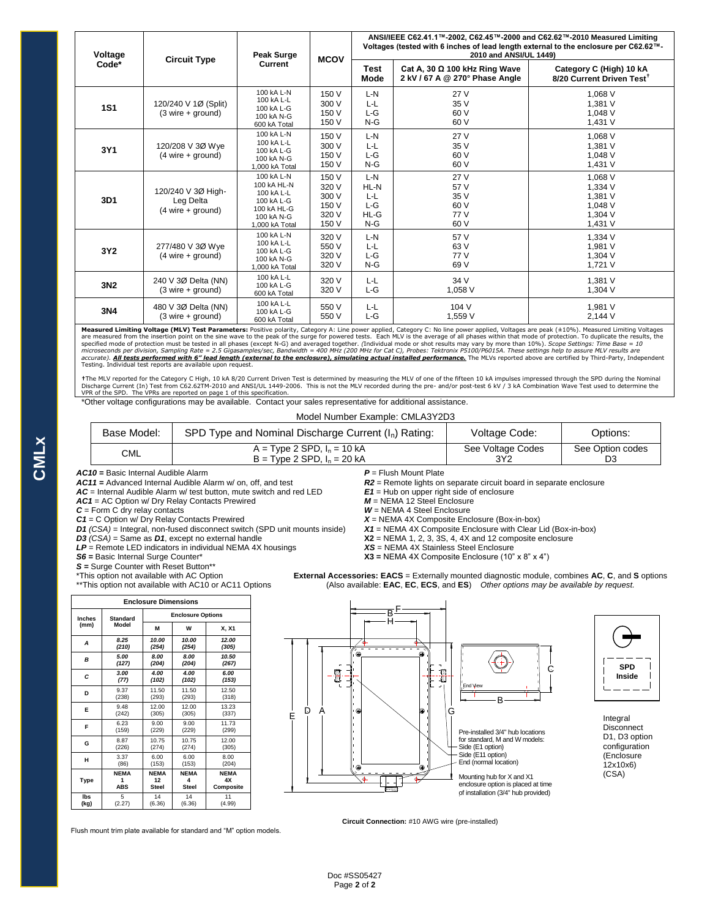| Voltage Code* | Circuit Type | Peak Surge Current | MCOV | ANSI/IEEE C62.41.1™-2002, C62.45™-2000 and C62.62™-2010 Measured Limiting Voltages (tested with 6 inches of lead length external to the enclosure per C62.62™-2010 and ANSI/UL 1449) | | |
|---|---|---|---|---|---|---|
| | | | | Test Mode | Cat A, 30 Ω 100 kHz Ring Wave 2 kV / 67 A @ 270° Phase Angle | Category C (High) 10 kA 8/20 Current Driven Test[†] |
| **1S1** | 120/240 V 1Ø (Split) (3 wire + ground) | 100 kA L-N<br>100 kA L-L<br>100 kA L-G<br>100 kA N-G<br>600 kA Total | 150 V<br>300 V<br>150 V<br>150 V | L-N<br>L-L<br>L-G<br>N-G | 27 V<br>35 V<br>60 V<br>60 V | 1,068 V<br>1,381 V<br>1,048 V<br>1,431 V |
| **3Y1** | 120/208 V 3Ø Wye (4 wire + ground) | 100 kA L-N<br>100 kA L-L<br>100 kA L-G<br>100 kA N-G<br>1,000 kA Total | 150 V<br>300 V<br>150 V<br>150 V | L-N<br>L-L<br>L-G<br>N-G | 27 V<br>35 V<br>60 V<br>60 V | 1,068 V<br>1,381 V<br>1,048 V<br>1,431 V |
| **3D1** | 120/240 V 3Ø High-Leg Delta (4 wire + ground) | 100 kA L-N<br>100 kA HL-N<br>100 kA L-L<br>100 kA L-G<br>100 kA HL-G<br>100 kA N-G<br>1,000 kA Total | 150 V<br>320 V<br>300 V<br>150 V<br>320 V<br>150 V | L-N<br>HL-N<br>L-L<br>L-G<br>HL-G<br>N-G | 27 V<br>57 V<br>35 V<br>60 V<br>77 V<br>60 V | 1,068 V<br>1,334 V<br>1,381 V<br>1,048 V<br>1,304 V<br>1,431 V |
| **3Y2** | 277/480 V 3Ø Wye (4 wire + ground) | 100 kA L-N<br>100 kA L-L<br>100 kA L-G<br>100 kA N-G<br>1,000 kA Total | 320 V<br>550 V<br>320 V<br>320 V | L-N<br>L-L<br>L-G<br>N-G | 57 V<br>63 V<br>77 V<br>69 V | 1,334 V<br>1,981 V<br>1,304 V<br>1,721 V |
| **3N2** | 240 V 3Ø Delta (NN) (3 wire + ground) | 100 kA L-L<br>100 kA L-G<br>600 kA Total | 320 V<br>320 V | L-L<br>L-G | 34 V<br>1,058 V | 1,381 V<br>1,304 V |
| **3N4** | 480 V 3Ø Delta (NN) (3 wire + ground) | 100 kA L-L<br>100 kA L-G<br>600 kA Total | 550 V<br>550 V | L-L<br>L-G | 104 V<br>1,559 V | 1,981 V<br>2,144 V |

**Measured Limiting Voltage (MLV) Test Parameters:** Positive polarity, Category A: Line power applied, Category C: No line power applied, Voltages are peak (±10%). Measured Limiting Voltages are measured from the insertion point on the sine wave to the peak of the surge for powered tests. Each MLV is the average of all phases within that mode of protection. To duplicate the results, the specified mode of protection must be tested in all phases (except N-G) and averaged together. (Individual mode or shot results may vary by more than 10%). *Scope Settings: Time Base = 10 microseconds per division, Sampling Rate = 2.5 Gigasamples/sec, Bandwidth = 400 MHz (200 MHz for Cat C), Probes: Tektronix P5100/P6015A. These settings help to assure MLV results are accurate).* ***All tests performed with 6" lead length (external to the enclosure), simulating actual installed performance.*** The MLVs reported above are certified by Third-Party, Independent Testing. Individual test reports are available upon request.

†The MLV reported for the Category C High, 10 kA 8/20 Current Driven Test is determined by measuring the MLV of one of the fifteen 10 kA impulses impressed through the SPD during the Nominal Discharge Current (In) Test from C62.62TM-2010 and ANSI/UL 1449-2006. This is not the MLV recorded during the pre- and/or post-test 6 kV / 3 kA Combination Wave Test used to determine the VPR of the SPD. The VPRs are reported on page 1 of this specification.

*Other voltage configurations may be available. Contact your sales representative for additional assistance.

Model Number Example: CMLA3Y2D3

| Base Model: | SPD Type and Nominal Discharge Current ($I_n$) Rating: | Voltage Code: | Options: |
|---|---|---|---|
| CML | A = Type 2 SPD, $I_n$ = 10 kA<br>B = Type 2 SPD, $I_n$ = 20 kA | See Voltage Codes<br>3Y2 | See Option codes<br>D3 |

***AC10*** = Basic Internal Audible Alarm
***AC11*** = Advanced Internal Audible Alarm w/ on, off, and test
***AC*** = Internal Audible Alarm w/ test button, mute switch and red LED
***AC1*** = AC Option w/ Dry Relay Contacts Prewired
***C*** = Form C dry relay contacts
***C1*** = C Option w/ Dry Relay Contacts Prewired
***D1*** *(CSA)* = Integral, non-fused disconnect switch (SPD unit mounts inside)
***D3*** *(CSA)* = Same as ***D1***, except no external handle
***LP*** = Remote LED indicators in individual NEMA 4X housings
***S6*** = Basic Internal Surge Counter*
***S*** = Surge Counter with Reset Button**
*This option not available with AC Option
**This option not available with AC10 or AC11 Options

***P*** = Flush Mount Plate
***R2*** = Remote lights on separate circuit board in separate enclosure
***E1*** = Hub on upper right side of enclosure
***M*** = NEMA 12 Steel Enclosure
***W*** = NEMA 4 Steel Enclosure
***X*** = NEMA 4X Composite Enclosure (Box-in-box)
***X1*** = NEMA 4X Composite Enclosure with Clear Lid (Box-in-box)
**X2** = NEMA 1, 2, 3, 3S, 4, 4X and 12 composite enclosure
***XS*** = NEMA 4X Stainless Steel Enclosure
**X3** = NEMA 4X Composite Enclosure (10" x 8" x 4")

**External Accessories: EACS** = Externally mounted diagnostic module, combines **AC**, **C**, and **S** options (Also available: **EAC**, **EC**, **ECS**, and **ES**) *Other options may be available by request.*

**Enclosure Dimensions**

| Inches (mm) | Standard Model | Enclosure Options | | |
|---|---|---|---|---|
| | | M | W | X, X1 |
| *A* | *8.25 (210)* | *10.00 (254)* | *10.00 (254)* | *12.00 (305)* |
| *B* | *5.00 (127)* | *8.00 (204)* | *8.00 (204)* | *10.50 (267)* |
| *C* | *3.00 (77)* | *4.00 (102)* | *4.00 (102)* | *6.00 (153)* |
| D | 9.37 (238) | 11.50 (293) | 11.50 (293) | 12.50 (318) |
| E | 9.48 (242) | 12.00 (305) | 12.00 (305) | 13.23 (337) |
| F | 6.23 (159) | 9.00 (229) | 9.00 (229) | 11.73 (299) |
| G | 8.87 (226) | 10.75 (274) | 10.75 (274) | 12.00 (305) |
| H | 3.37 (86) | 6.00 (153) | 6.00 (153) | 8.00 (204) |
| Type | NEMA 1 ABS | NEMA 12 Steel | NEMA 4 Steel | NEMA 4X Composite |
| lbs (kg) | 5 (2.27) | 14 (6.36) | 14 (6.36) | 11 (4.99) |

Flush mount trim plate available for standard and "M" option models.

F
B
H
E
D
A
G
C
End View
B
Pre-installed 3/4" hub locations for standard, M and W models:
Side (E1 option)
Side (E11 option)
End (normal location)
Mounting hub for X and X1 enclosure option is placed at time of installation (3/4" hub provided)

SPD Inside

Integral Disconnect D1, D3 option configuration (Enclosure 12x10x6) (CSA)

**Circuit Connection:** #10 AWG wire (pre-installed)

Doc #SS05427